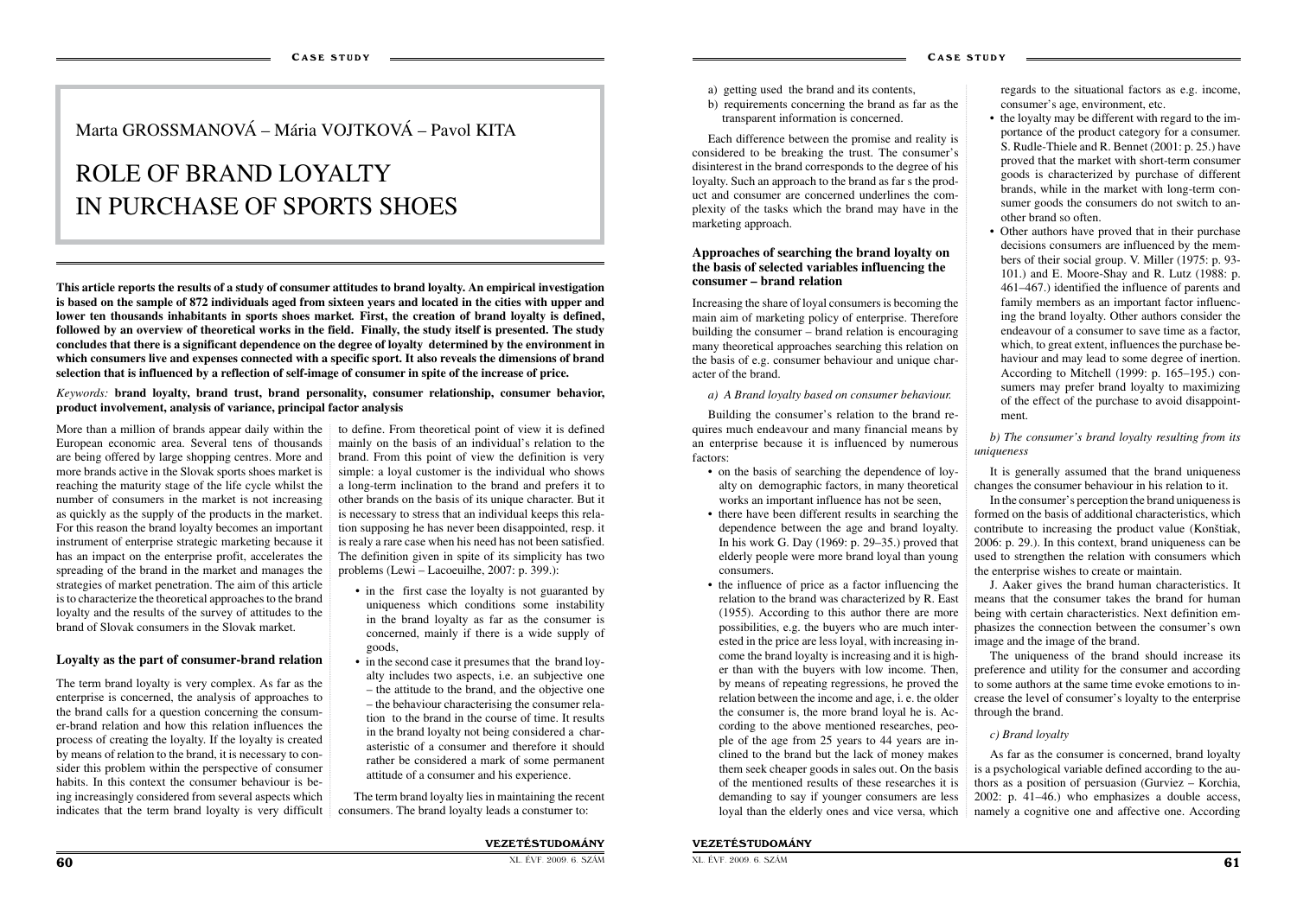Marta GROSSMANOVÁ – Mária VOJTKOVÁ – Pavol KITA

# ROLE OF BRAND LOYALTY IN PURCHASE OF SPORTS SHOES

**This article reports the results of a study of consumer attitudes to brand loyalty. An empirical investigation is based on the sample of 872 individuals aged from sixteen years and located in the cities with upper and lower ten thousands inhabitants in sports shoes market. First, the creation of brand loyalty is defined, followed by an overview of theoretical works in the field. Finally, the study itself is presented. The study concludes that there is a significant dependence on the degree of loyalty determined by the environment in which consumers live and expenses connected with a specific sport. It also reveals the dimensions of brand selection that is influenced by a reflection of self-image of consumer in spite of the increase of price.**

*Keywords:* **brand loyalty, brand trust, brand personality, consumer relationship, consumer behavior, product involvement, analysis of variance, principal factor analysis**

More than a million of brands appear daily within the European economic area. Several tens of thousands are being offered by large shopping centres. More and more brands active in the Slovak sports shoes market is reaching the maturity stage of the life cycle whilst the number of consumers in the market is not increasing as quickly as the supply of the products in the market. For this reason the brand loyalty becomes an important instrument of enterprise strategic marketing because it has an impact on the enterprise profit, accelerates the spreading of the brand in the market and manages the strategies of market penetration. The aim of this article is to characterize the theoretical approaches to the brand loyalty and the results of the survey of attitudes to the brand of Slovak consumers in the Slovak market.

## Loyalty as the part of consumer-brand relation

The term brand loyalty is very complex. As far as the enterprise is concerned, the analysis of approaches to the brand calls for a question concerning the consumer-brand relation and how this relation influences the process of creating the loyalty. If the loyalty is created by means of relation to the brand, it is necessary to consider this problem within the perspective of consumer habits. In this context the consumer behaviour is being increasingly considered from several aspects which indicates that the term brand loyalty is very difficult to define. From theoretical point of view it is defined mainly on the basis of an individual's relation to the brand. From this point of view the definition is very simple: a loyal customer is the individual who shows a long-term inclination to the brand and prefers it to other brands on the basis of its unique character. But it is necessary to stress that an individual keeps this relation supposing he has never been disappointed, resp. it is realy a rare case when his need has not been satisfied. The definition given in spite of its simplicity has two problems (Lewi – Lacoeuilhe, 2007: p. 399.):

- in the first case the loyalty is not guaranted by uniqueness which conditions some instability in the brand loyalty as far as the consumer is concerned, mainly if there is a wide supply of goods,
- in the second case it presumes that the brand loyalty includes two aspects, i.e. an subjective one – the attitude to the brand, and the objective one – the behaviour characterising the consumer relation to the brand in the course of time. It results in the brand loyalty not being considered a characteristic of a consumer and therefore it should rather be considered a mark of some permanent attitude of a consumer and his experience.

The term brand loyalty lies in maintaining the recent consumers. The brand loyalty leads a constumer to:

a) getting used the brand and its contents,
b) requirements concerning the brand as far as the transparent information is concerned.

Each difference between the promise and reality is considered to be breaking the trust. The consumer's disinterest in the brand corresponds to the degree of his loyalty. Such an approach to the brand as far s the product and consumer are concerned underlines the complexity of the tasks which the brand may have in the marketing approach.

## Approaches of searching the brand loyalty on the basis of selected variables influencing the consumer – brand relation

Increasing the share of loyal consumers is becoming the main aim of marketing policy of enterprise. Therefore building the consumer – brand relation is encouraging many theoretical approaches searching this relation on the basis of e.g. consumer behaviour and unique character of the brand.

*a) A Brand loyalty based on consumer behaviour.*

Building the consumer's relation to the brand requires much endeavour and many financial means by an enterprise because it is influenced by numerous factors:

- on the basis of searching the dependence of loyalty on demographic factors, in many theoretical works an important influence has not be seen,
- there have been different results in searching the dependence between the age and brand loyalty. In his work G. Day (1969: p. 29–35.) proved that elderly people were more brand loyal than young consumers.
- the influence of price as a factor influencing the relation to the brand was characterized by R. East (1955). According to this author there are more possibilities, e.g. the buyers who are much interested in the price are less loyal, with increasing income the brand loyalty is increasing and it is higher than with the buyers with low income. Then, by means of repeating regressions, he proved the relation between the income and age, i. e. the older the consumer is, the more brand loyal he is. According to the above mentioned researches, people of the age from 25 years to 44 years are inclined to the brand but the lack of money makes them seek cheaper goods in sales out. On the basis of the mentioned results of these researches it is demanding to say if younger consumers are less loyal than the elderly ones and vice versa, which regards to the situational factors as e.g. income, consumer's age, environment, etc.
- the loyalty may be different with regard to the importance of the product category for a consumer. S. Rudle-Thiele and R. Bennet (2001: p. 25.) have proved that the market with short-term consumer goods is characterized by purchase of different brands, while in the market with long-term consumer goods the consumers do not switch to another brand so often.
- Other authors have proved that in their purchase decisions consumers are influenced by the members of their social group. V. Miller (1975: p. 93-101.) and E. Moore-Shay and R. Lutz (1988: p. 461–467.) identified the influence of parents and family members as an important factor influencing the brand loyalty. Other authors consider the endeavour of a consumer to save time as a factor, which, to great extent, influences the purchase behaviour and may lead to some degree of inertion. According to Mitchell (1999: p. 165–195.) consumers may prefer brand loyalty to maximizing of the effect of the purchase to avoid disappointment.

*b) The consumer's brand loyalty resulting from its uniqueness*

It is generally assumed that the brand uniqueness changes the consumer behaviour in his relation to it.

In the consumer's perception the brand uniqueness is formed on the basis of additional characteristics, which contribute to increasing the product value (Konštiak, 2006: p. 29.). In this context, brand uniqueness can be used to strengthen the relation with consumers which the enterprise wishes to create or maintain.

J. Aaker gives the brand human characteristics. It means that the consumer takes the brand for human being with certain characteristics. Next definition emphasizes the connection between the consumer's own image and the image of the brand.

The uniqueness of the brand should increase its preference and utility for the consumer and according to some authors at the same time evoke emotions to increase the level of consumer's loyalty to the enterprise through the brand.

*c) Brand loyalty*

As far as the consumer is concerned, brand loyalty is a psychological variable defined according to the authors as a position of persuasion (Gurviez – Korchia, 2002: p. 41–46.) who emphasizes a double access, namely a cognitive one and affective one. According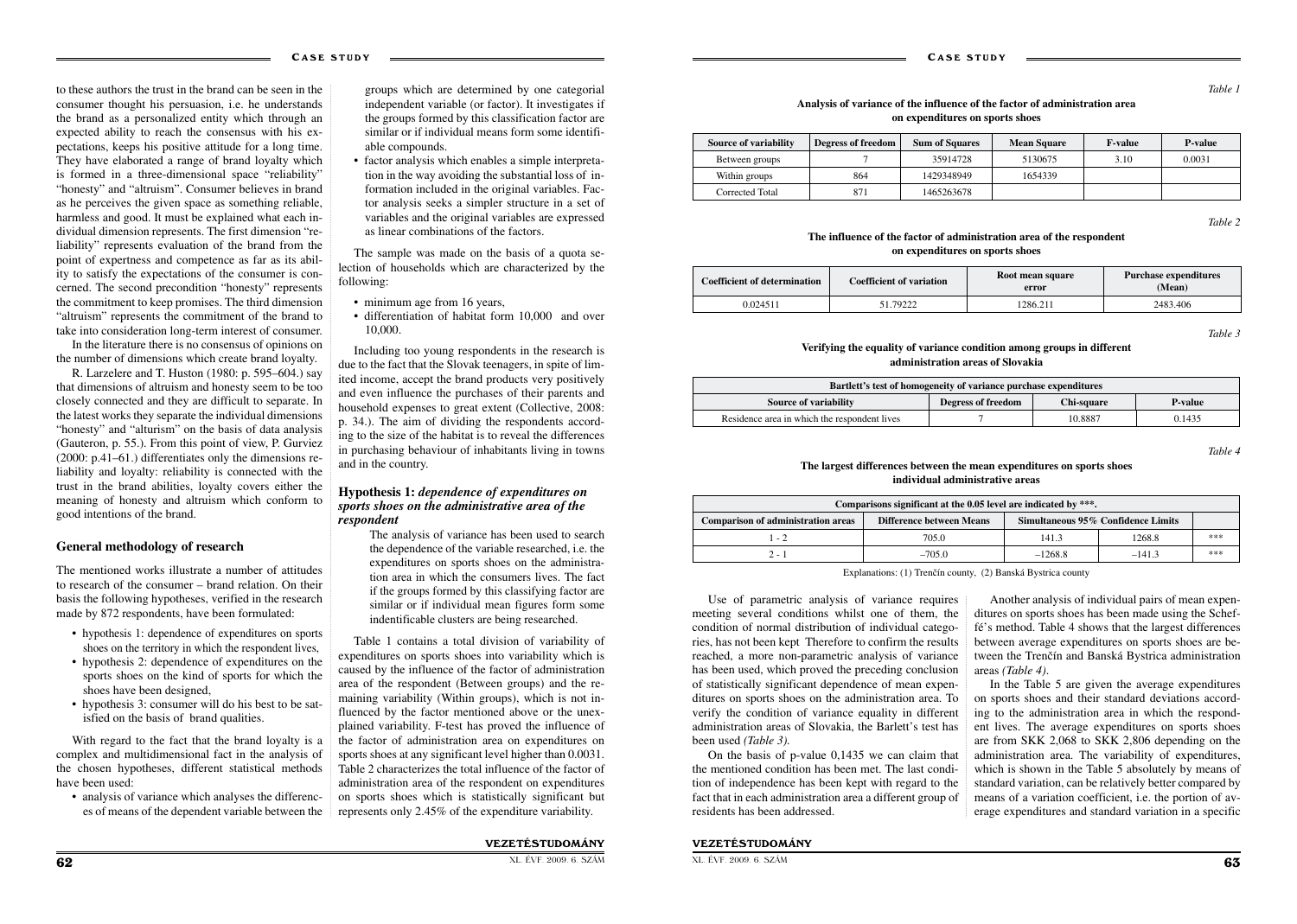to these authors the trust in the brand can be seen in the consumer thought his persuasion, i.e. he understands the brand as a personalized entity which through an expected ability to reach the consensus with his expectations, keeps his positive attitude for a long time. They have elaborated a range of brand loyalty which is formed in a three-dimensional space "reliability" "honesty" and "altruism". Consumer believes in brand as he perceives the given space as something reliable, harmless and good. It must be explained what each individual dimension represents. The first dimension "reliability" represents evaluation of the brand from the point of expertness and competence as far as its ability to satisfy the expectations of the consumer is concerned. The second precondition "honesty" represents the commitment to keep promises. The third dimension "altruism" represents the commitment of the brand to take into consideration long-term interest of consumer.

In the literature there is no consensus of opinions on the number of dimensions which create brand loyalty.

R. Larzelere and T. Huston (1980: p. 595–604.) say that dimensions of altruism and honesty seem to be too closely connected and they are difficult to separate. In the latest works they separate the individual dimensions "honesty" and "alturism" on the basis of data analysis (Gauteron, p. 55.). From this point of view, P. Gurviez (2000: p.41–61.) differentiates only the dimensions reliability and loyalty: reliability is connected with the trust in the brand abilities, loyalty covers either the meaning of honesty and altruism which conform to good intentions of the brand.

## General methodology of research

The mentioned works illustrate a number of attitudes to research of the consumer – brand relation. On their basis the following hypotheses, verified in the research made by 872 respondents, have been formulated:

- hypothesis 1: dependence of expenditures on sports shoes on the territory in which the respondent lives,
- hypothesis 2: dependence of expenditures on the sports shoes on the kind of sports for which the shoes have been designed,
- hypothesis 3: consumer will do his best to be satisfied on the basis of brand qualities.

With regard to the fact that the brand loyalty is a complex and multidimensional fact in the analysis of the chosen hypotheses, different statistical methods have been used:

- analysis of variance which analyses the differences of means of the dependent variable between the groups which are determined by one categorial independent variable (or factor). It investigates if the groups formed by this classification factor are similar or if individual means form some identifiable compounds.
- factor analysis which enables a simple interpretation in the way avoiding the substantial loss of information included in the original variables. Factor analysis seeks a simpler structure in a set of variables and the original variables are expressed as linear combinations of the factors.

The sample was made on the basis of a quota selection of households which are characterized by the following:

- minimum age from 16 years,
- differentiation of habitat form 10,000 and over 10,000.

Including too young respondents in the research is due to the fact that the Slovak teenagers, in spite of limited income, accept the brand products very positively and even influence the purchases of their parents and household expenses to great extent (Collective, 2008: p. 34.). The aim of dividing the respondents according to the size of the habitat is to reveal the differences in purchasing behaviour of inhabitants living in towns and in the country.

### Hypothesis 1: *dependence of expenditures on sports shoes on the administrative area of the respondent*

The analysis of variance has been used to search the dependence of the variable researched, i.e. the expenditures on sports shoes on the administration area in which the consumers lives. The fact if the groups formed by this classifying factor are similar or if individual mean figures form some indentificable clusters are being researched.

Table 1 contains a total division of variability of expenditures on sports shoes into variability which is caused by the influence of the factor of administration area of the respondent (Between groups) and the remaining variability (Within groups), which is not influenced by the factor mentioned above or the unexplained variability. F-test has proved the influence of the factor of administration area on expenditures on sports shoes at any significant level higher than 0.0031. Table 2 characterizes the total influence of the factor of administration area of the respondent on expenditures on sports shoes which is statistically significant but represents only 2.45% of the expenditure variability.

*Table 1*

**Analysis of variance of the influence of the factor of administration area on expenditures on sports shoes**

| Source of variability | Degress of freedom | Sum of Squares | Mean Square | F-value | P-value |
|---|---|---|---|---|---|
| Between groups | 7 | 35914728 | 5130675 | 3.10 | 0.0031 |
| Within groups | 864 | 1429348949 | 1654339 | | |
| Corrected Total | 871 | 1465263678 | | | |

*Table 2*

**The influence of the factor of administration area of the respondent on expenditures on sports shoes**

| Coefficient of determination | Coefficient of variation | Root mean square error | Purchase expenditures (Mean) |
|---|---|---|---|
| 0.024511 | 51.79222 | 1286.211 | 2483.406 |

*Table 3*

**Verifying the equality of variance condition among groups in different administration areas of Slovakia**

| Bartlett's test of homogeneity of variance purchase expenditures | | | |
|---|---|---|---|
| Source of variability | Degress of freedom | Chi-square | P-value |
| Residence area in which the respondent lives | 7 | 10.8887 | 0.1435 |

*Table 4*

**The largest differences between the mean expenditures on sports shoes individual administrative areas**

| Comparisons significant at the 0.05 level are indicated by ***. | | | | |
|---|---|---|---|---|
| Comparison of administration areas | Difference between Means | Simultaneous 95% Confidence Limits | | |
| 1 - 2 | 705.0 | 141.3 | 1268.8 | *** |
| 2 - 1 | –705.0 | –1268.8 | –141.3 | *** |

Explanations: (1) Trenčín county, (2) Banská Bystrica county

Use of parametric analysis of variance requires meeting several conditions whilst one of them, the condition of normal distribution of individual categories, has not been kept Therefore to confirm the results reached, a more non-parametric analysis of variance has been used, which proved the preceding conclusion of statistically significant dependence of mean expenditures on sports shoes on the administration area. To verify the condition of variance equality in different administration areas of Slovakia, the Barlett's test has been used *(Table 3).*

On the basis of p-value 0,1435 we can claim that the mentioned condition has been met. The last condition of independence has been kept with regard to the fact that in each administration area a different group of residents has been addressed.

Another analysis of individual pairs of mean expenditures on sports shoes has been made using the Scheffé's method. Table 4 shows that the largest differences between average expenditures on sports shoes are between the Trenčín and Banská Bystrica administration areas *(Table 4).*

In the Table 5 are given the average expenditures on sports shoes and their standard deviations according to the administration area in which the respondent lives. The average expenditures on sports shoes are from SKK 2,068 to SKK 2,806 depending on the administration area. The variability of expenditures, which is shown in the Table 5 absolutely by means of standard variation, can be relatively better compared by means of a variation coefficient, i.e. the portion of average expenditures and standard variation in a specific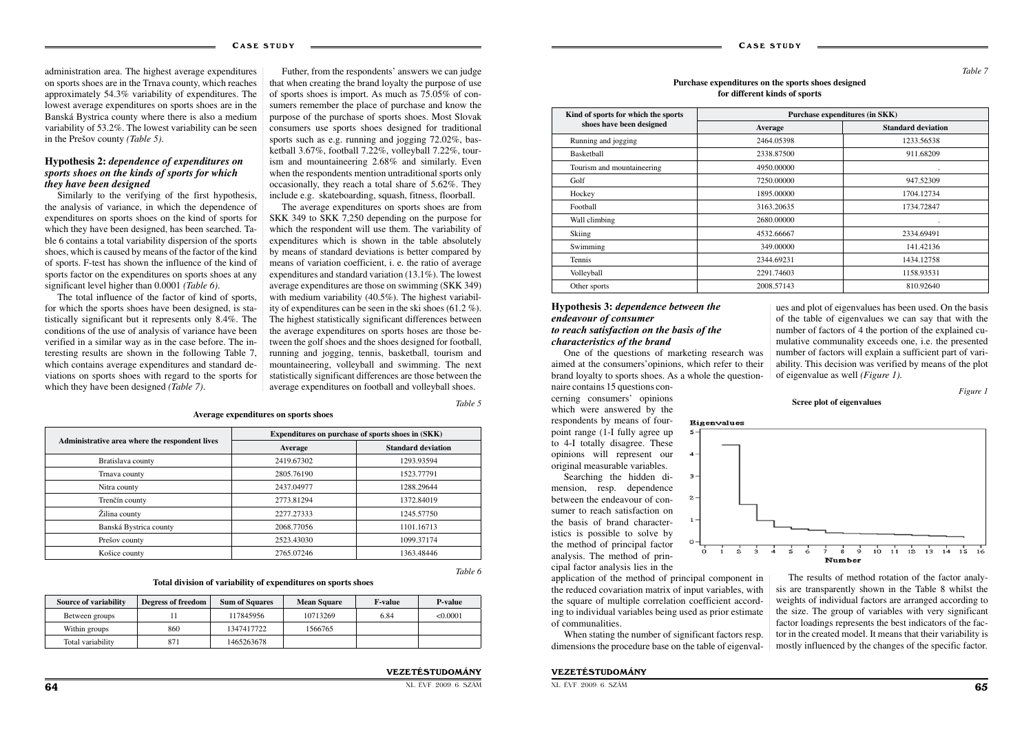administration area. The highest average expenditures on sports shoes are in the Trnava county, which reaches approximately 54.3% variability of expenditures. The lowest average expenditures on sports shoes are in the Banská Bystrica county where there is also a medium variability of 53.2%. The lowest variability can be seen in the Prešov county *(Table 5)*.

### Hypothesis 2: *dependence of expenditures on sports shoes on the kinds of sports for which they have been designed*

Similarly to the verifying of the first hypothesis, the analysis of variance, in which the dependence of expenditures on sports shoes on the kind of sports for which they have been designed, has been searched. Table 6 contains a total variability dispersion of the sports shoes, which is caused by means of the factor of the kind of sports. F-test has shown the influence of the kind of sports factor on the expenditures on sports shoes at any significant level higher than 0.0001 *(Table 6)*.

The total influence of the factor of kind of sports, for which the sports shoes have been designed, is statistically significant but it represents only 8.4%. The conditions of the use of analysis of variance have been verified in a similar way as in the case before. The interesting results are shown in the following Table 7, which contains average expenditures and standard deviations on sports shoes with regard to the sports for which they have been designed *(Table 7)*.

Futher, from the respondents' answers we can judge that when creating the brand loyalty the purpose of use of sports shoes is import. As much as 75.05% of consumers remember the place of purchase and know the purpose of the purchase of sports shoes. Most Slovak consumers use sports shoes designed for traditional sports as e.g. running and jogging 72.02%, basketball 3.67%, football 7.22%, volleyball 7.22%, tourism and mountaineering 2.68% and similarly. Even when the respondents mention untraditional sports only occasionally, they reach a total share of 5.62%. They include e.g. skateboarding, squash, fitness, floorball.

The average expenditures on sports shoes are from SKK 349 to SKK 7,250 depending on the purpose for which the respondent will use them. The variability of expenditures which is shown in the table absolutely by means of standard deviations is better compared by means of variation coefficient, i. e. the ratio of average expenditures and standard variation (13.1%). The lowest average expenditures are those on swimming (SKK 349) with medium variability (40.5%). The highest variability of expenditures can be seen in the ski shoes (61.2 %). The highest statistically significant differences between the average expenditures on sports hoses are those between the golf shoes and the shoes designed for football, running and jogging, tennis, basketball, tourism and mountaineering, volleyball and swimming. The next statistically significant differences are those between the average expenditures on football and volleyball shoes.

*Table 5*

**Average expenditures on sports shoes**

| Administrative area where the respondent lives | Expenditures on purchase of sports shoes in (SKK) | |
|---|---|---|
| | Average | Standard deviation |
| Bratislava county | 2419.67302 | 1293.93594 |
| Trnava county | 2805.76190 | 1523.77791 |
| Nitra county | 2437.04977 | 1288.29644 |
| Trenčín county | 2773.81294 | 1372.84019 |
| Žilina county | 2277.27333 | 1245.57750 |
| Banská Bystrica county | 2068.77056 | 1101.16713 |
| Prešov county | 2523.43030 | 1099.37174 |
| Košice county | 2765.07246 | 1363.48446 |

*Table 6*

**Total division of variability of expenditures on sports shoes**

| Source of variability | Degress of freedom | Sum of Squares | Mean Square | F-value | P-value |
|---|---|---|---|---|---|
| Between groups | 11 | 117845956 | 10713269 | 6.84 | <0.0001 |
| Within groups | 860 | 1347417722 | 1566765 | | |
| Total variability | 871 | 1465263678 | | | |

*Table 7*

**Purchase expenditures on the sports shoes designed for different kinds of sports**

| Kind of sports for which the sports shoes have been designed | Purchase expenditures (in SKK) | |
|---|---|---|
| | Average | Standard deviation |
| Running and jogging | 2464.05398 | 1233.56538 |
| Basketball | 2338.87500 | 911.68209 |
| Tourism and mountaineering | 4950.00000 | . |
| Golf | 7250.00000 | 947.52309 |
| Hockey | 1895.00000 | 1704.12734 |
| Football | 3163.20635 | 1734.72847 |
| Wall climbing | 2680.00000 | . |
| Skiing | 4532.66667 | 2334.69491 |
| Swimming | 349.00000 | 141.42136 |
| Tennis | 2344.69231 | 1434.12758 |
| Volleyball | 2291.74603 | 1158.93531 |
| Other sports | 2008.57143 | 810.92640 |

### Hypothesis 3: *dependence between the endeavour of consumer to reach satisfaction on the basis of the characteristics of the brand*

One of the questions of marketing research was aimed at the consumers' opinions, which refer to their brand loyalty to sports shoes. As a whole the questionnaire contains 15 questions concerning consumers' opinions which were answered by the respondents by means of four-point range (1-I fully agree up to 4-I totally disagree. These opinions will represent our original measurable variables.

Searching the hidden dimension, resp. dependence between the endeavour of consumer to reach satisfaction on the basis of brand characteristics is possible to solve by the method of principal factor analysis. The method of principal factor analysis lies in the application of the method of principal component in the reduced covariation matrix of input variables, with the square of multiple correlation coefficient according to individual variables being used as prior estimate of communalities.

When stating the number of significant factors resp. dimensions the procedure base on the table of eigenvalues and plot of eigenvalues has been used. On the basis of the table of eigenvalues we can say that with the number of factors of 4 the portion of the explained cumulative communality exceeds one, i.e. the presented number of factors will explain a sufficient part of variability. This decision was verified by means of the plot of eigenvalue as well *(Figure 1)*.

*Figure 1*

**Scree plot of eigenvalues**

The results of method rotation of the factor analysis are transparently shown in the Table 8 whilst the weights of individual factors are arranged according to the size. The group of variables with very significant factor loadings represents the best indicators of the factor in the created model. It means that their variability is mostly influenced by the changes of the specific factor.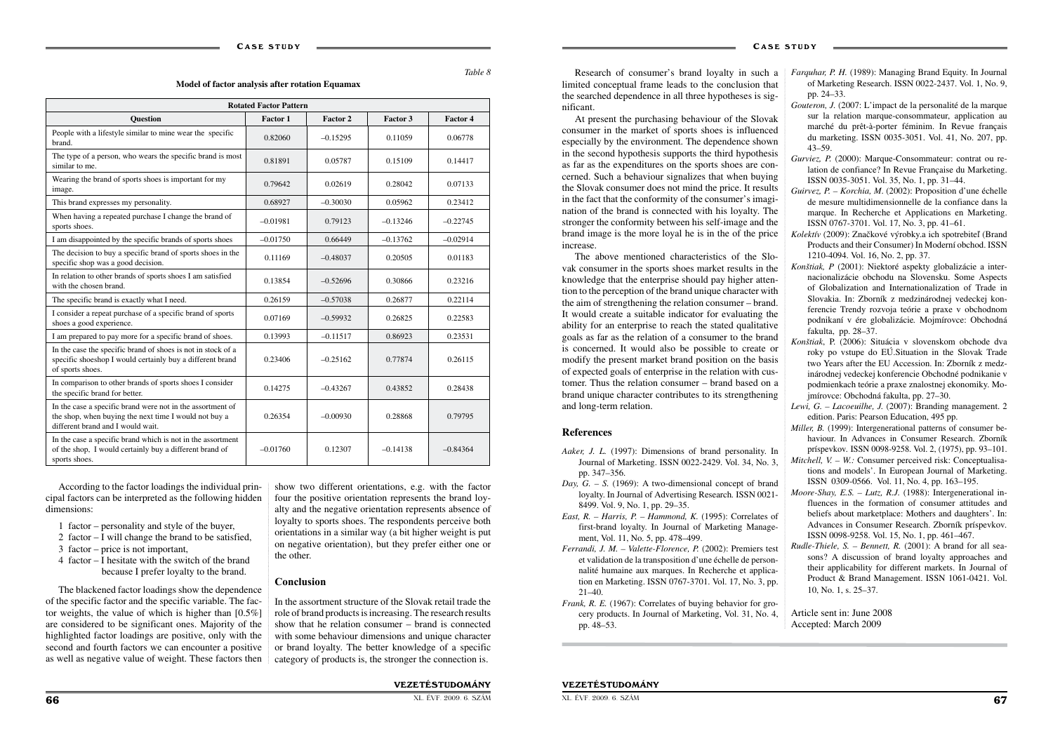Table 8

**Model of factor analysis after rotation Equamax**

| Rotated Factor Pattern | | | | |
|---|---|---|---|---|
| **Question** | **Factor 1** | **Factor 2** | **Factor 3** | **Factor 4** |
| People with a lifestyle similar to mine wear the specific brand. | 0.82060 | –0.15295 | 0.11059 | 0.06778 |
| The type of a person, who wears the specific brand is most similar to me. | 0.81891 | 0.05787 | 0.15109 | 0.14417 |
| Wearing the brand of sports shoes is important for my image. | 0.79642 | 0.02619 | 0.28042 | 0.07133 |
| This brand expresses my personality. | 0.68927 | –0.30030 | 0.05962 | 0.23412 |
| When having a repeated purchase I change the brand of sports shoes. | –0.01981 | 0.79123 | –0.13246 | –0.22745 |
| I am disappointed by the specific brands of sports shoes | –0.01750 | 0.66449 | –0.13762 | –0.02914 |
| The decision to buy a specific brand of sports shoes in the specific shop was a good decision. | 0.11169 | –0.48037 | 0.20505 | 0.01183 |
| In relation to other brands of sports shoes I am satisfied with the chosen brand. | 0.13854 | –0.52696 | 0.30866 | 0.23216 |
| The specific brand is exactly what I need. | 0.26159 | –0.57038 | 0.26877 | 0.22114 |
| I consider a repeat purchase of a specific brand of sports shoes a good experience. | 0.07169 | –0.59932 | 0.26825 | 0.22583 |
| I am prepared to pay more for a specific brand of shoes. | 0.13993 | –0.11517 | 0.86923 | 0.23531 |
| In the case the specific brand of shoes is not in stock of a specific shoeshop I would certainly buy a different brand of sports shoes. | 0.23406 | –0.25162 | 0.77874 | 0.26115 |
| In comparison to other brands of sports shoes I consider the specific brand for better. | 0.14275 | –0.43267 | 0.43852 | 0.28438 |
| In the case a specific brand were not in the assortment of the shop, when buying the next time I would not buy a different brand and I would wait. | 0.26354 | –0.00930 | 0.28868 | 0.79795 |
| In the case a specific brand which is not in the assortment of the shop, I would certainly buy a different brand of sports shoes. | –0.01760 | 0.12307 | –0.14138 | –0.84364 |

According to the factor loadings the individual principal factors can be interpreted as the following hidden dimensions:

1 factor – personality and style of the buyer,
2 factor – I will change the brand to be satisfied,
3 factor – price is not important,
4 factor – I hesitate with the switch of the brand because I prefer loyalty to the brand.

The blackened factor loadings show the dependence of the specific factor and the specific variable. The factor weights, the value of which is higher than [0.5%] are considered to be significant ones. Majority of the highlighted factor loadings are positive, only with the second and fourth factors we can encounter a positive as well as negative value of weight. These factors then show two different orientations, e.g. with the factor four the positive orientation represents the brand loyalty and the negative orientation represents absence of loyalty to sports shoes. The respondents perceive both orientations in a similar way (a bit higher weight is put on negative orientation), but they prefer either one or the other.

## Conclusion

In the assortment structure of the Slovak retail trade the role of brand products is increasing. The research results show that he relation consumer – brand is connected with some behaviour dimensions and unique character or brand loyalty. The better knowledge of a specific category of products is, the stronger the connection is.

Research of consumer's brand loyalty in such a limited conceptual frame leads to the conclusion that the searched dependence in all three hypotheses is significant.

At present the purchasing behaviour of the Slovak consumer in the market of sports shoes is influenced especially by the environment. The dependence shown in the second hypothesis supports the third hypothesis as far as the expenditures on the sports shoes are concerned. Such a behaviour signalizes that when buying the Slovak consumer does not mind the price. It results in the fact that the conformity of the consumer's imagination of the brand is connected with his loyalty. The stronger the conformity between his self-image and the brand image is the more loyal he is in the of the price increase.

The above mentioned characteristics of the Slovak consumer in the sports shoes market results in the knowledge that the enterprise should pay higher attention to the perception of the brand unique character with the aim of strengthening the relation consumer – brand. It would create a suitable indicator for evaluating the ability for an enterprise to reach the stated qualitative goals as far as the relation of a consumer to the brand is concerned. It would also be possible to create or modify the present market brand position on the basis of expected goals of enterprise in the relation with customer. Thus the relation consumer – brand based on a brand unique character contributes to its strengthening and long-term relation.

## References

*Aaker, J. L.* (1997): Dimensions of brand personality. In Journal of Marketing. ISSN 0022-2429. Vol. 34, No. 3, pp. 347–356.

*Day, G. – S.* (1969): A two-dimensional concept of brand loyalty. In Journal of Advertising Research. ISSN 0021-8499. Vol. 9, No. 1, pp. 29–35.

*East, R. – Harris, P. – Hammond, K.* (1995): Correlates of first-brand loyalty. In Journal of Marketing Management, Vol. 11, No. 5, pp. 478–499.

*Ferrandi, J. M. – Valette-Florence, P.* (2002): Premiers test et validation de la transposition d'une échelle de personnalité humaine aux marques. In Recherche et applications en Marketing. ISSN 0767-3701. Vol. 17, No. 3, pp. 21–40.

*Frank, R. E.* (1967): Correlates of buying behavior for grocery products. In Journal of Marketing, Vol. 31, No. 4, pp. 48–53.

*Farquhar, P. H.* (1989): Managing Brand Equity. In Journal of Marketing Research. ISSN 0022-2437. Vol. 1, No. 9, pp. 24–33.

*Gouteron, J.* (2007: L'impact de la personalité de la marque sur la relation marque-consommateur, application au marché du prêt-à-porter féminim. In Revue français du marketing. ISSN 0035-3051. Vol. 41, No. 207, pp. 43–59.

*Gurviez, P.* (2000): Marque-Consommateur: contrat ou relation de confiance? In Revue Française du Marketing. ISSN 0035-3051. Vol. 35, No. 1, pp. 31–44.

*Guirvez, P. – Korchia, M.* (2002): Proposition d'une échelle de mesure multidimensionnelle de la confiance dans la marque. In Recherche et Applications en Marketing. ISSN 0767-3701. Vol. 17, No. 3, pp. 41–61.

*Kolektív* (2009): Značkové výrobky.a ich spotrebiteľ (Brand Products and their Consumer) In Moderní obchod. ISSN 1210-4094. Vol. 16, No. 2, pp. 37.

*Konštiak, P* (2001): Niektoré aspekty globalizácie a internacionalizácie obchodu na Slovensku. Some Aspects of Globalization and Internationalization of Trade in Slovakia. In: Zborník z medzinárodnej vedeckej konferencie Trendy rozvoja teórie a praxe v obchodnom podnikaní v ére globalizácie. Mojmírovce: Obchodná fakulta, pp. 28–37.

*Konštiak,* P. (2006): Situácia v slovenskom obchode dva roky po vstupe do EÚ.Situation in the Slovak Trade two Years after the EU Accession. In: Zborník z medzinárodnej vedeckej konferencie Obchodné podnikanie v podmienkach teórie a praxe znalostnej ekonomiky. Mojmírovce: Obchodná fakulta, pp. 27–30.

*Lewi, G. – Lacoeuilhe, J.* (2007): Branding management. 2 edition. Paris: Pearson Education, 495 pp.

*Miller, B.* (1999): Intergenerational patterns of consumer behaviour. In Advances in Consumer Research. Zborník príspevkov. ISSN 0098-9258. Vol. 2, (1975), pp. 93–101.

*Mitchell, V. – W.:* Consumer perceived risk: Conceptualisations and models'. In European Journal of Marketing. ISSN 0309-0566. Vol. 11, No. 4, pp. 163–195.

*Moore-Shay, E.S. – Lutz, R.J.* (1988): Intergenerational influences in the formation of consumer attitudes and beliefs about marketplace: Mothers and daughters'. In: Advances in Consumer Research. Zborník príspevkov. ISSN 0098-9258. Vol. 15, No. 1, pp. 461–467.

*Rudle-Thiele, S. – Bennett, R.* (2001): A brand for all seasons? A discussion of brand loyalty approaches and their applicability for different markets. In Journal of Product & Brand Management. ISSN 1061-0421. Vol. 10, No. 1, s. 25–37.

Article sent in: June 2008
Accepted: March 2009